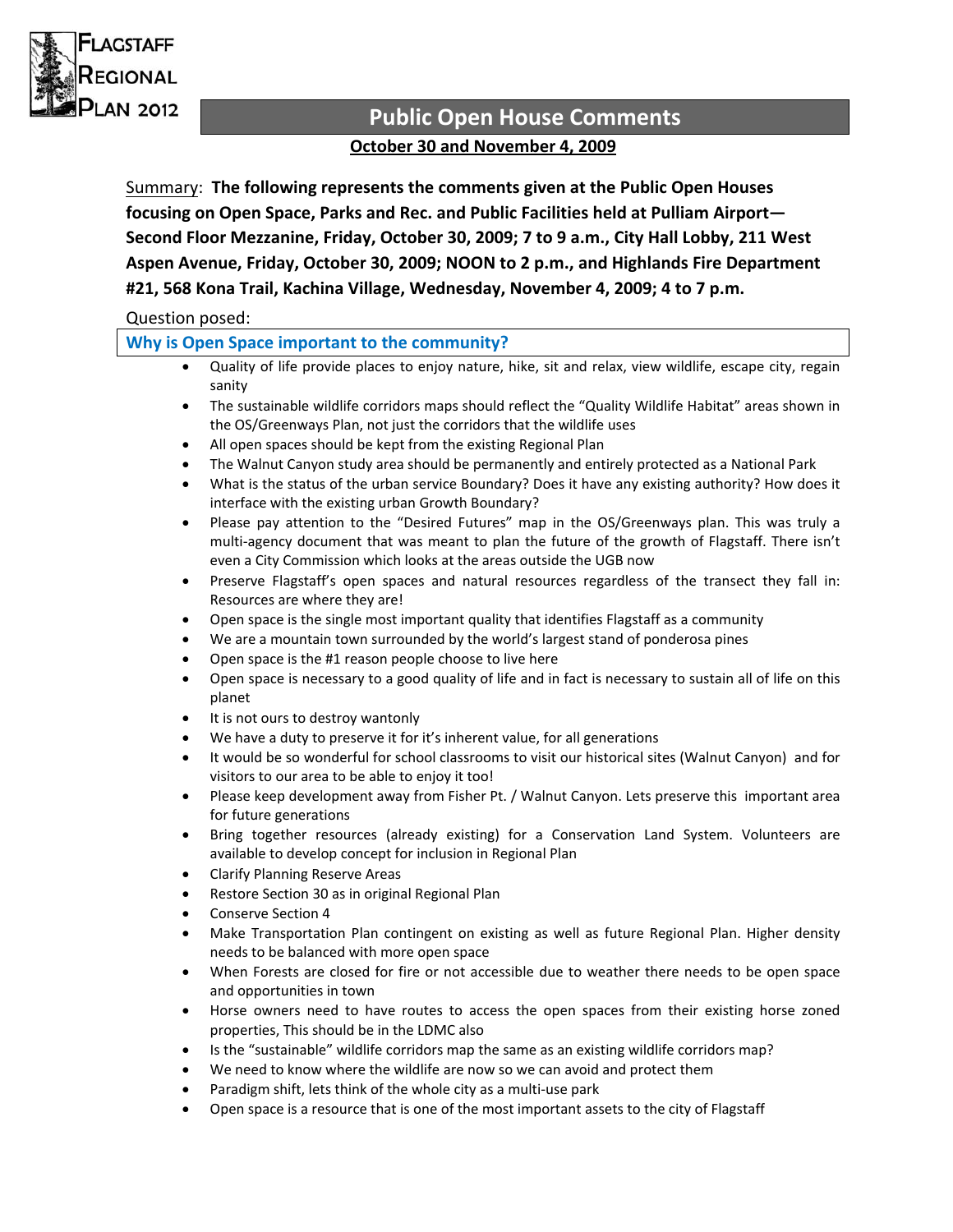# Flagstaff Regional Plan 2012

## Public Open House Comments

**October 30 and November 4, 2009**

Summary: **The following represents the comments given at the Public Open Houses focusing on Open Space, Parks and Rec. and Public Facilities held at Pulliam Airport—Second Floor Mezzanine, Friday, October 30, 2009; 7 to 9 a.m., City Hall Lobby, 211 West Aspen Avenue, Friday, October 30, 2009; NOON to 2 p.m., and Highlands Fire Department #21, 568 Kona Trail, Kachina Village, Wednesday, November 4, 2009; 4 to 7 p.m.**

Question posed:

### Why is Open Space important to the community?

- Quality of life provide places to enjoy nature, hike, sit and relax, view wildlife, escape city, regain sanity
- The sustainable wildlife corridors maps should reflect the "Quality Wildlife Habitat" areas shown in the OS/Greenways Plan, not just the corridors that the wildlife uses
- All open spaces should be kept from the existing Regional Plan
- The Walnut Canyon study area should be permanently and entirely protected as a National Park
- What is the status of the urban service Boundary? Does it have any existing authority? How does it interface with the existing urban Growth Boundary?
- Please pay attention to the "Desired Futures" map in the OS/Greenways plan. This was truly a multi-agency document that was meant to plan the future of the growth of Flagstaff. There isn't even a City Commission which looks at the areas outside the UGB now
- Preserve Flagstaff's open spaces and natural resources regardless of the transect they fall in: Resources are where they are!
- Open space is the single most important quality that identifies Flagstaff as a community
- We are a mountain town surrounded by the world's largest stand of ponderosa pines
- Open space is the #1 reason people choose to live here
- Open space is necessary to a good quality of life and in fact is necessary to sustain all of life on this planet
- It is not ours to destroy wantonly
- We have a duty to preserve it for it's inherent value, for all generations
- It would be so wonderful for school classrooms to visit our historical sites (Walnut Canyon) and for visitors to our area to be able to enjoy it too!
- Please keep development away from Fisher Pt. / Walnut Canyon. Lets preserve this important area for future generations
- Bring together resources (already existing) for a Conservation Land System. Volunteers are available to develop concept for inclusion in Regional Plan
- Clarify Planning Reserve Areas
- Restore Section 30 as in original Regional Plan
- Conserve Section 4
- Make Transportation Plan contingent on existing as well as future Regional Plan. Higher density needs to be balanced with more open space
- When Forests are closed for fire or not accessible due to weather there needs to be open space and opportunities in town
- Horse owners need to have routes to access the open spaces from their existing horse zoned properties, This should be in the LDMC also
- Is the "sustainable" wildlife corridors map the same as an existing wildlife corridors map?
- We need to know where the wildlife are now so we can avoid and protect them
- Paradigm shift, lets think of the whole city as a multi-use park
- Open space is a resource that is one of the most important assets to the city of Flagstaff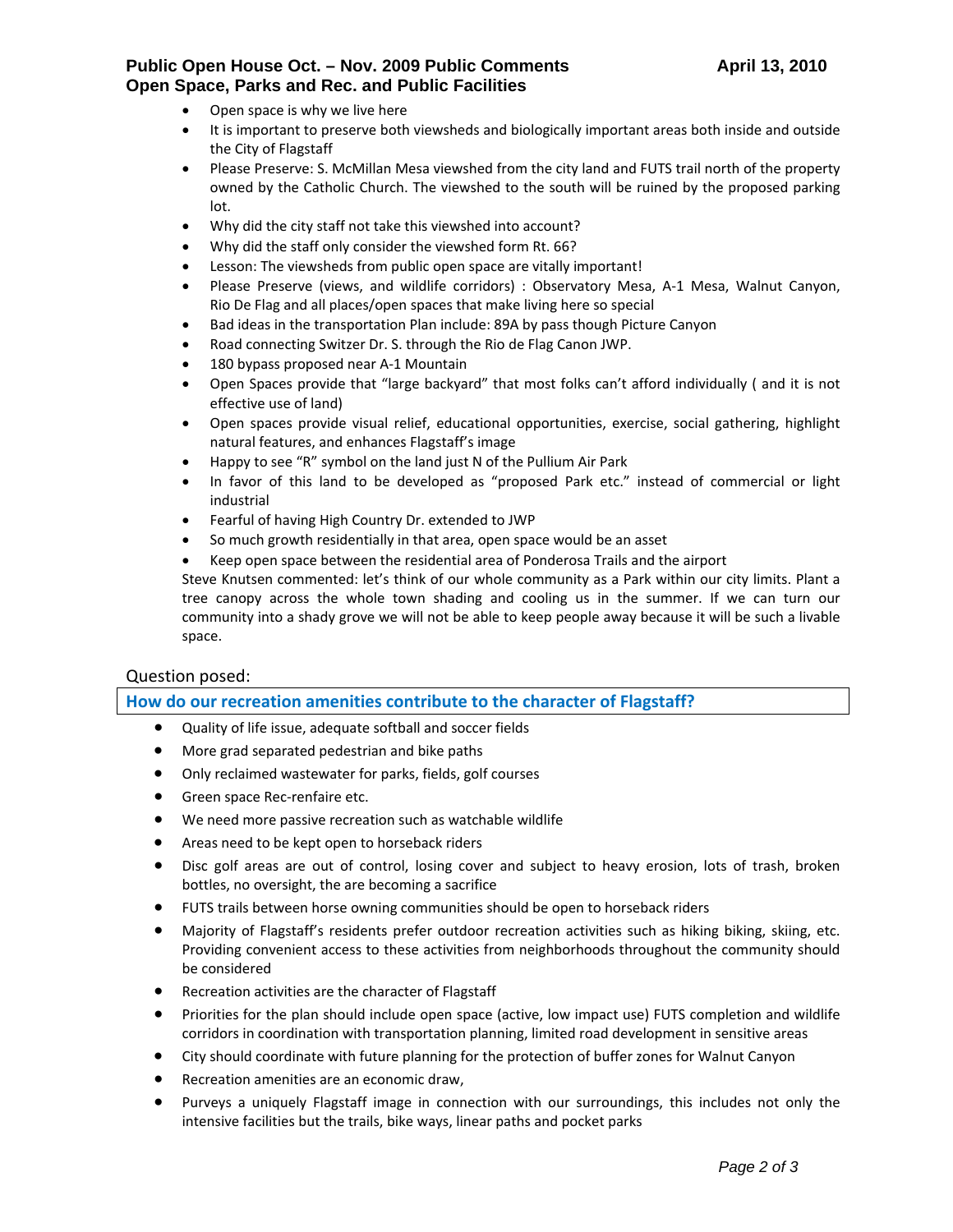- Open space is why we live here
- It is important to preserve both viewsheds and biologically important areas both inside and outside the City of Flagstaff
- Please Preserve: S. McMillan Mesa viewshed from the city land and FUTS trail north of the property owned by the Catholic Church. The viewshed to the south will be ruined by the proposed parking lot.
- Why did the city staff not take this viewshed into account?
- Why did the staff only consider the viewshed form Rt. 66?
- Lesson: The viewsheds from public open space are vitally important!
- Please Preserve (views, and wildlife corridors) : Observatory Mesa, A-1 Mesa, Walnut Canyon, Rio De Flag and all places/open spaces that make living here so special
- Bad ideas in the transportation Plan include: 89A by pass though Picture Canyon
- Road connecting Switzer Dr. S. through the Rio de Flag Canon JWP.
- 180 bypass proposed near A-1 Mountain
- Open Spaces provide that "large backyard" that most folks can't afford individually ( and it is not effective use of land)
- Open spaces provide visual relief, educational opportunities, exercise, social gathering, highlight natural features, and enhances Flagstaff's image
- Happy to see "R" symbol on the land just N of the Pullium Air Park
- In favor of this land to be developed as "proposed Park etc." instead of commercial or light industrial
- Fearful of having High Country Dr. extended to JWP
- So much growth residentially in that area, open space would be an asset
- Keep open space between the residential area of Ponderosa Trails and the airport

Steve Knutsen commented: let's think of our whole community as a Park within our city limits. Plant a tree canopy across the whole town shading and cooling us in the summer. If we can turn our community into a shady grove we will not be able to keep people away because it will be such a livable space.

Question posed:

## How do our recreation amenities contribute to the character of Flagstaff?

- Quality of life issue, adequate softball and soccer fields
- More grad separated pedestrian and bike paths
- Only reclaimed wastewater for parks, fields, golf courses
- Green space Rec-renfaire etc.
- We need more passive recreation such as watchable wildlife
- Areas need to be kept open to horseback riders
- Disc golf areas are out of control, losing cover and subject to heavy erosion, lots of trash, broken bottles, no oversight, the are becoming a sacrifice
- FUTS trails between horse owning communities should be open to horseback riders
- Majority of Flagstaff's residents prefer outdoor recreation activities such as hiking biking, skiing, etc. Providing convenient access to these activities from neighborhoods throughout the community should be considered
- Recreation activities are the character of Flagstaff
- Priorities for the plan should include open space (active, low impact use) FUTS completion and wildlife corridors in coordination with transportation planning, limited road development in sensitive areas
- City should coordinate with future planning for the protection of buffer zones for Walnut Canyon
- Recreation amenities are an economic draw,
- Purveys a uniquely Flagstaff image in connection with our surroundings, this includes not only the intensive facilities but the trails, bike ways, linear paths and pocket parks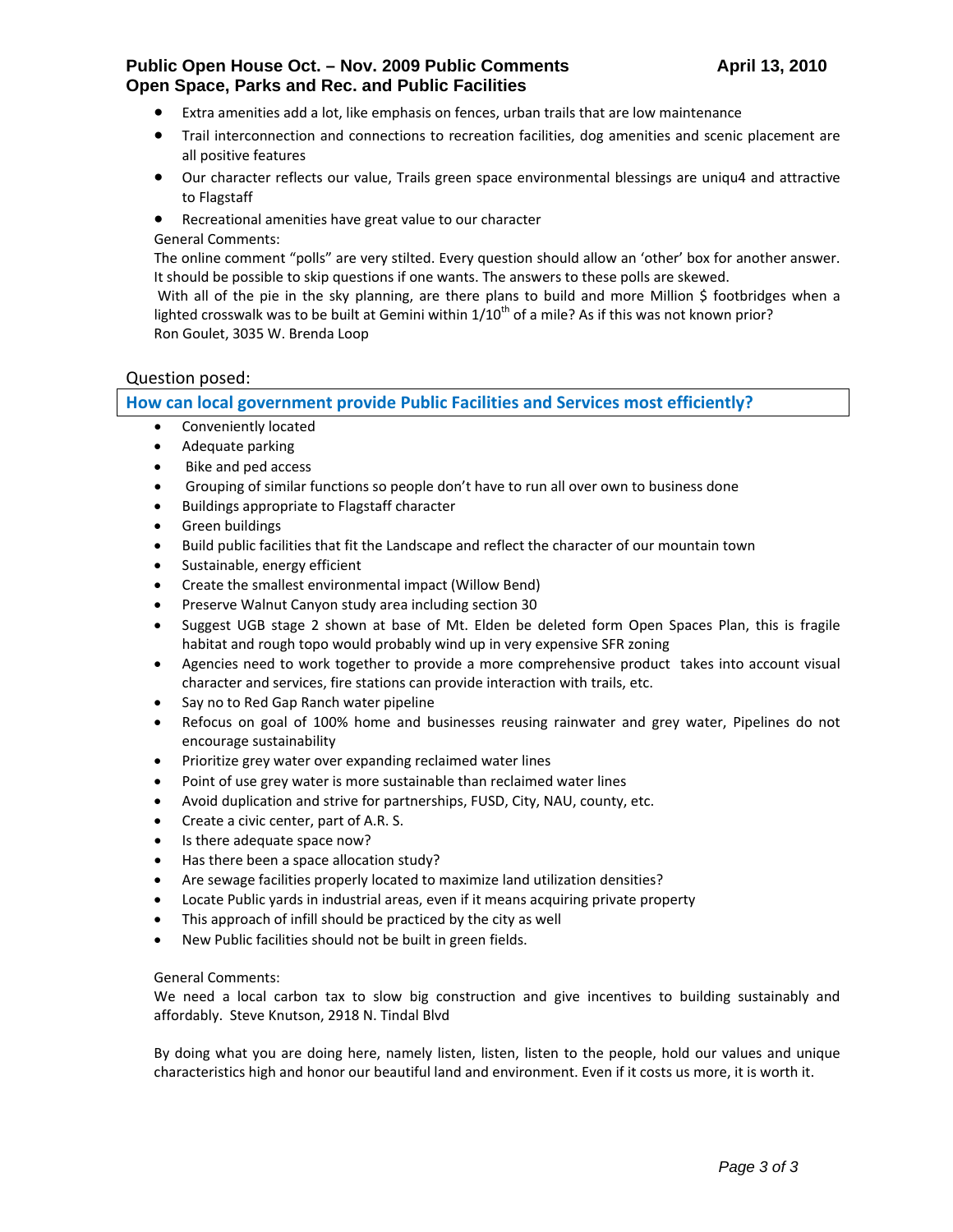- Extra amenities add a lot, like emphasis on fences, urban trails that are low maintenance
- Trail interconnection and connections to recreation facilities, dog amenities and scenic placement are all positive features
- Our character reflects our value, Trails green space environmental blessings are uniqu4 and attractive to Flagstaff
- Recreational amenities have great value to our character

General Comments:

The online comment "polls" are very stilted. Every question should allow an 'other' box for another answer. It should be possible to skip questions if one wants. The answers to these polls are skewed.

With all of the pie in the sky planning, are there plans to build and more Million $ footbridges when a lighted crosswalk was to be built at Gemini within 1/10$^{th}$ of a mile? As if this was not known prior?

Ron Goulet, 3035 W. Brenda Loop

Question posed:

## How can local government provide Public Facilities and Services most efficiently?

- Conveniently located
- Adequate parking
- Bike and ped access
- Grouping of similar functions so people don't have to run all over own to business done
- Buildings appropriate to Flagstaff character
- Green buildings
- Build public facilities that fit the Landscape and reflect the character of our mountain town
- Sustainable, energy efficient
- Create the smallest environmental impact (Willow Bend)
- Preserve Walnut Canyon study area including section 30
- Suggest UGB stage 2 shown at base of Mt. Elden be deleted form Open Spaces Plan, this is fragile habitat and rough topo would probably wind up in very expensive SFR zoning
- Agencies need to work together to provide a more comprehensive product takes into account visual character and services, fire stations can provide interaction with trails, etc.
- Say no to Red Gap Ranch water pipeline
- Refocus on goal of 100% home and businesses reusing rainwater and grey water, Pipelines do not encourage sustainability
- Prioritize grey water over expanding reclaimed water lines
- Point of use grey water is more sustainable than reclaimed water lines
- Avoid duplication and strive for partnerships, FUSD, City, NAU, county, etc.
- Create a civic center, part of A.R. S.
- Is there adequate space now?
- Has there been a space allocation study?
- Are sewage facilities properly located to maximize land utilization densities?
- Locate Public yards in industrial areas, even if it means acquiring private property
- This approach of infill should be practiced by the city as well
- New Public facilities should not be built in green fields.

General Comments:

We need a local carbon tax to slow big construction and give incentives to building sustainably and affordably. Steve Knutson, 2918 N. Tindal Blvd

By doing what you are doing here, namely listen, listen, listen to the people, hold our values and unique characteristics high and honor our beautiful land and environment. Even if it costs us more, it is worth it.